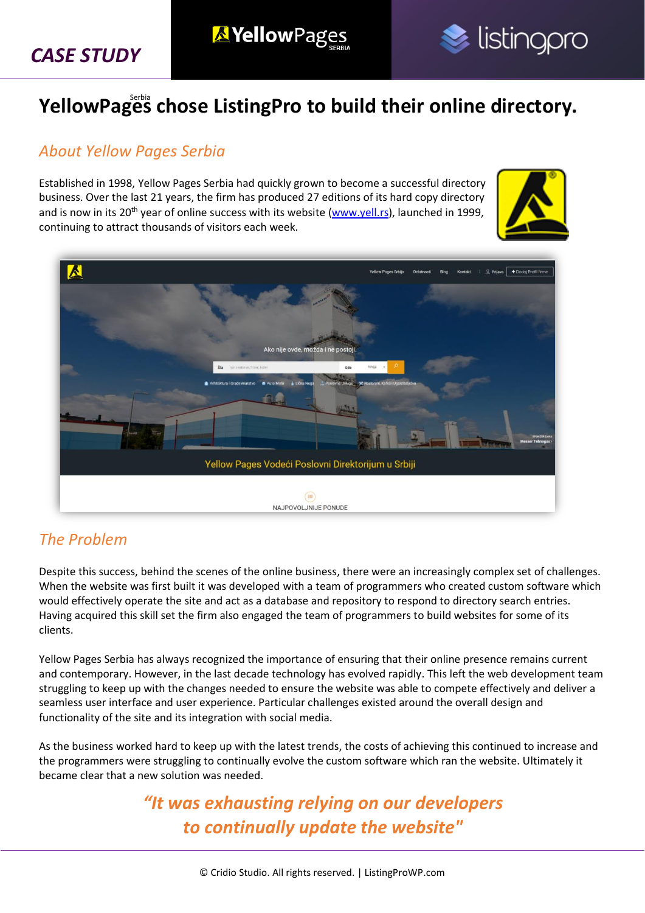**CASE STUDY**

# YellowPages Serbia chose ListingPro to build their online directory.

## About Yellow Pages Serbia

Established in 1998, Yellow Pages Serbia had quickly grown to become a successful directory business. Over the last 21 years, the firm has produced 27 editions of its hard copy directory and is now in its 20th year of online success with its website (www.yell.rs), launched in 1999, continuing to attract thousands of visitors each week.

## The Problem

Despite this success, behind the scenes of the online business, there were an increasingly complex set of challenges. When the website was first built it was developed with a team of programmers who created custom software which would effectively operate the site and act as a database and repository to respond to directory search entries. Having acquired this skill set the firm also engaged the team of programmers to build websites for some of its clients.

Yellow Pages Serbia has always recognized the importance of ensuring that their online presence remains current and contemporary. However, in the last decade technology has evolved rapidly. This left the web development team struggling to keep up with the changes needed to ensure the website was able to compete effectively and deliver a seamless user interface and user experience. Particular challenges existed around the overall design and functionality of the site and its integration with social media.

As the business worked hard to keep up with the latest trends, the costs of achieving this continued to increase and the programmers were struggling to continually evolve the custom software which ran the website. Ultimately it became clear that a new solution was needed.

> ***"It was exhausting relying on our developers to continually update the website"***

© Cridio Studio. All rights reserved. | ListingProWP.com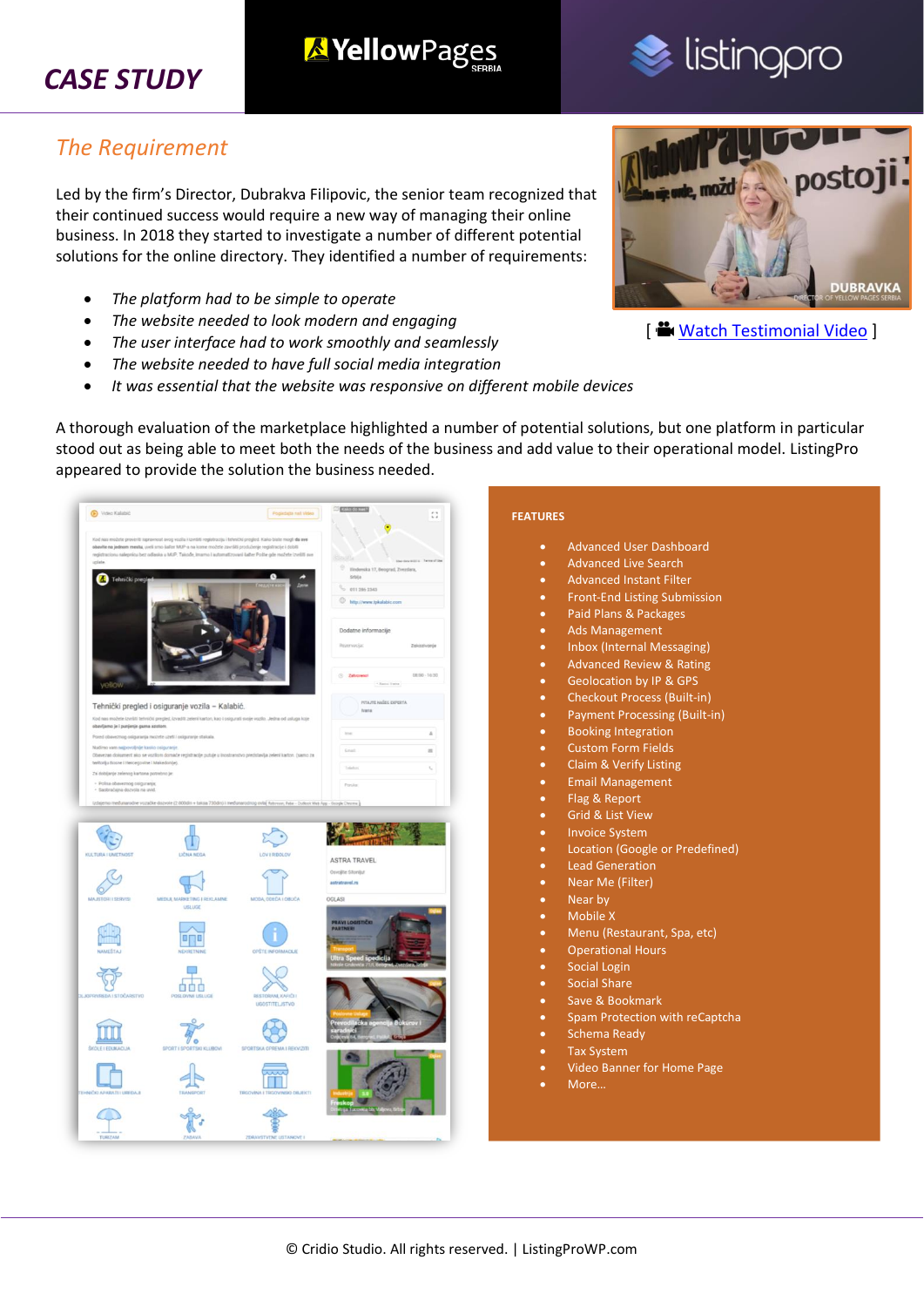CASE STUDY

## The Requirement

Led by the firm's Director, Dubrakva Filipovic, the senior team recognized that their continued success would require a new way of managing their online business. In 2018 they started to investigate a number of different potential solutions for the online directory. They identified a number of requirements:

- *The platform had to be simple to operate*
- *The website needed to look modern and engaging*
- *The user interface had to work smoothly and seamlessly*
- *The website needed to have full social media integration*
- *It was essential that the website was responsive on different mobile devices*

[ Watch Testimonial Video ]

A thorough evaluation of the marketplace highlighted a number of potential solutions, but one platform in particular stood out as being able to meet both the needs of the business and add value to their operational model. ListingPro appeared to provide the solution the business needed.

**FEATURES**

- Advanced User Dashboard
- Advanced Live Search
- Advanced Instant Filter
- Front-End Listing Submission
- Paid Plans & Packages
- Ads Management
- Inbox (Internal Messaging)
- Advanced Review & Rating
- Geolocation by IP & GPS
- Checkout Process (Built-in)
- Payment Processing (Built-in)
- Booking Integration
- Custom Form Fields
- Claim & Verify Listing
- Email Management
- Flag & Report
- Grid & List View
- Invoice System
- Location (Google or Predefined)
- Lead Generation
- Near Me (Filter)
- Near by
- Mobile X
- Menu (Restaurant, Spa, etc)
- Operational Hours
- Social Login
- Social Share
- Save & Bookmark
- Spam Protection with reCaptcha
- Schema Ready
- Tax System
- Video Banner for Home Page
- More…

© Cridio Studio. All rights reserved. | ListingProWP.com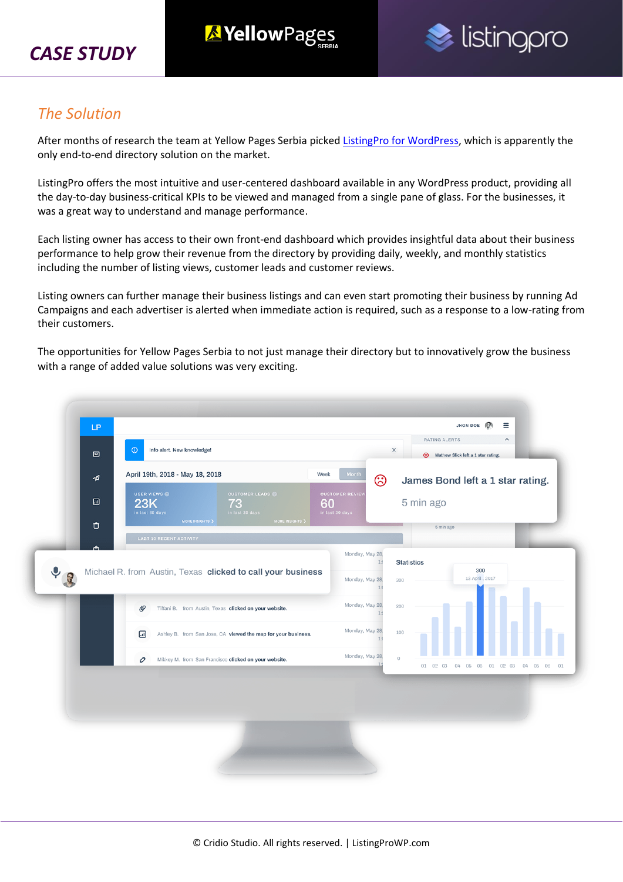## The Solution

After months of research the team at Yellow Pages Serbia picked [ListingPro for WordPress](), which is apparently the only end-to-end directory solution on the market.

ListingPro offers the most intuitive and user-centered dashboard available in any WordPress product, providing all the day-to-day business-critical KPIs to be viewed and managed from a single pane of glass. For the businesses, it was a great way to understand and manage performance.

Each listing owner has access to their own front-end dashboard which provides insightful data about their business performance to help grow their revenue from the directory by providing daily, weekly, and monthly statistics including the number of listing views, customer leads and customer reviews.

Listing owners can further manage their business listings and can even start promoting their business by running Ad Campaigns and each advertiser is alerted when immediate action is required, such as a response to a low-rating from their customers.

The opportunities for Yellow Pages Serbia to not just manage their directory but to innovatively grow the business with a range of added value solutions was very exciting.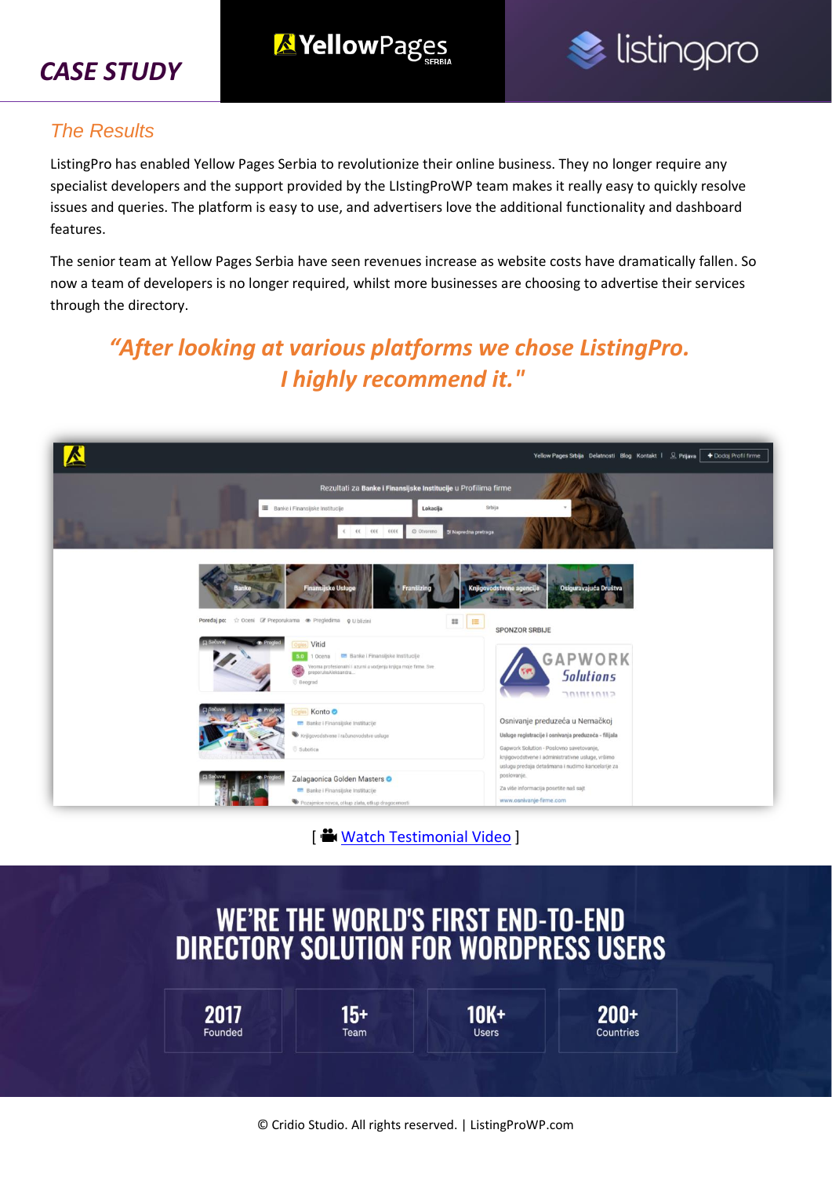CASE STUDY

## The Results

ListingPro has enabled Yellow Pages Serbia to revolutionize their online business. They no longer require any specialist developers and the support provided by the LIstingProWP team makes it really easy to quickly resolve issues and queries. The platform is easy to use, and advertisers love the additional functionality and dashboard features.

The senior team at Yellow Pages Serbia have seen revenues increase as website costs have dramatically fallen. So now a team of developers is no longer required, whilst more businesses are choosing to advertise their services through the directory.

*"After looking at various platforms we chose ListingPro. I highly recommend it."*

[ Watch Testimonial Video ]

# WE'RE THE WORLD'S FIRST END-TO-END DIRECTORY SOLUTION FOR WORDPRESS USERS

2017
Founded

15+
Team

10K+
Users

200+
Countries

© Cridio Studio. All rights reserved. | ListingProWP.com